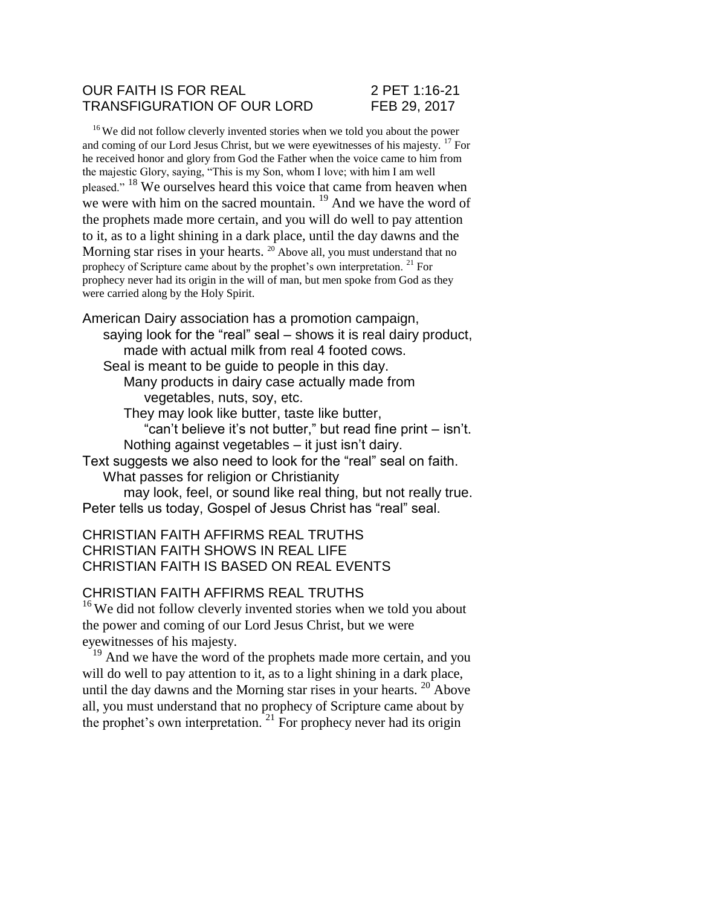OUR FAITH IS FOR REAL 2 PET 1:16-21
TRANSFIGURATION OF OUR LORD FEB 29, 2017

[16] We did not follow cleverly invented stories when we told you about the power and coming of our Lord Jesus Christ, but we were eyewitnesses of his majesty. [17] For he received honor and glory from God the Father when the voice came to him from the majestic Glory, saying, "This is my Son, whom I love; with him I am well pleased." [18] We ourselves heard this voice that came from heaven when we were with him on the sacred mountain. [19] And we have the word of the prophets made more certain, and you will do well to pay attention to it, as to a light shining in a dark place, until the day dawns and the Morning star rises in your hearts. [20] Above all, you must understand that no prophecy of Scripture came about by the prophet's own interpretation. [21] For prophecy never had its origin in the will of man, but men spoke from God as they were carried along by the Holy Spirit.

American Dairy association has a promotion campaign,
    saying look for the "real" seal – shows it is real dairy product,
        made with actual milk from real 4 footed cows.
    Seal is meant to be guide to people in this day.
        Many products in dairy case actually made from
            vegetables, nuts, soy, etc.
        They may look like butter, taste like butter,
            "can't believe it's not butter," but read fine print – isn't.
        Nothing against vegetables – it just isn't dairy.
Text suggests we also need to look for the "real" seal on faith.
    What passes for religion or Christianity
        may look, feel, or sound like real thing, but not really true.
Peter tells us today, Gospel of Jesus Christ has "real" seal.

CHRISTIAN FAITH AFFIRMS REAL TRUTHS
CHRISTIAN FAITH SHOWS IN REAL LIFE
CHRISTIAN FAITH IS BASED ON REAL EVENTS

CHRISTIAN FAITH AFFIRMS REAL TRUTHS

[16] We did not follow cleverly invented stories when we told you about the power and coming of our Lord Jesus Christ, but we were eyewitnesses of his majesty.

[19] And we have the word of the prophets made more certain, and you will do well to pay attention to it, as to a light shining in a dark place, until the day dawns and the Morning star rises in your hearts. [20] Above all, you must understand that no prophecy of Scripture came about by the prophet's own interpretation. [21] For prophecy never had its origin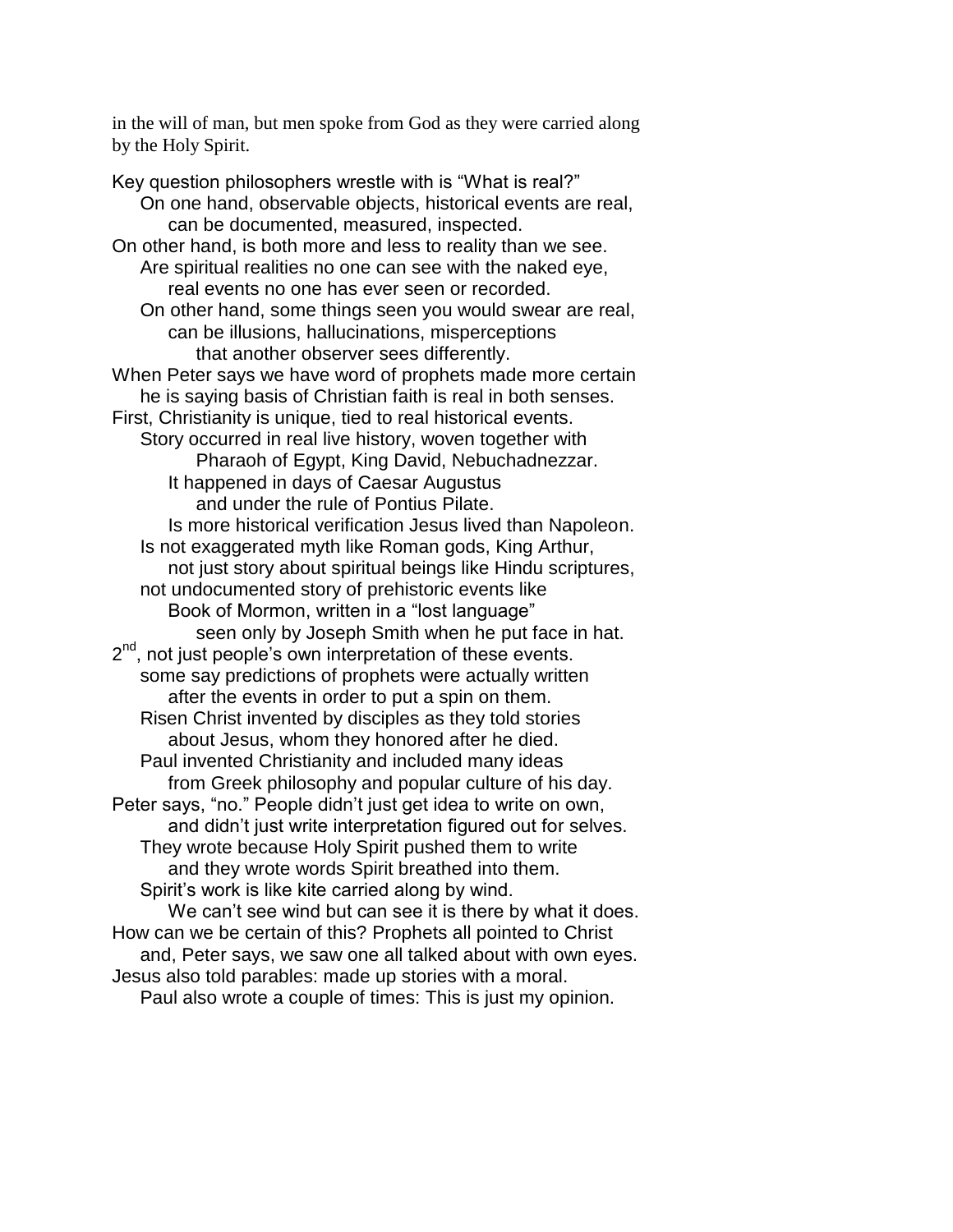in the will of man, but men spoke from God as they were carried along by the Holy Spirit.

Key question philosophers wrestle with is "What is real?"
    On one hand, observable objects, historical events are real,
        can be documented, measured, inspected.
On other hand, is both more and less to reality than we see.
    Are spiritual realities no one can see with the naked eye,
        real events no one has ever seen or recorded.
    On other hand, some things seen you would swear are real,
        can be illusions, hallucinations, misperceptions
            that another observer sees differently.
When Peter says we have word of prophets made more certain
    he is saying basis of Christian faith is real in both senses.
First, Christianity is unique, tied to real historical events.
    Story occurred in real live history, woven together with
            Pharaoh of Egypt, King David, Nebuchadnezzar.
        It happened in days of Caesar Augustus
            and under the rule of Pontius Pilate.
        Is more historical verification Jesus lived than Napoleon.
    Is not exaggerated myth like Roman gods, King Arthur,
        not just story about spiritual beings like Hindu scriptures,
    not undocumented story of prehistoric events like
        Book of Mormon, written in a "lost language"
            seen only by Joseph Smith when he put face in hat.
2nd, not just people's own interpretation of these events.
    some say predictions of prophets were actually written
        after the events in order to put a spin on them.
    Risen Christ invented by disciples as they told stories
        about Jesus, whom they honored after he died.
    Paul invented Christianity and included many ideas
        from Greek philosophy and popular culture of his day.
Peter says, "no." People didn't just get idea to write on own,
        and didn't just write interpretation figured out for selves.
    They wrote because Holy Spirit pushed them to write
        and they wrote words Spirit breathed into them.
    Spirit's work is like kite carried along by wind.
        We can't see wind but can see it is there by what it does.
How can we be certain of this? Prophets all pointed to Christ
    and, Peter says, we saw one all talked about with own eyes.
Jesus also told parables: made up stories with a moral.
    Paul also wrote a couple of times: This is just my opinion.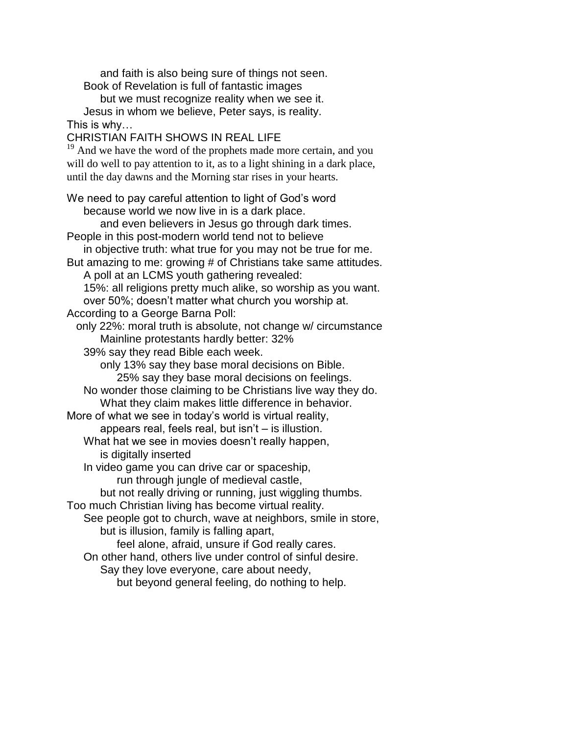and faith is also being sure of things not seen.

Book of Revelation is full of fantastic images

but we must recognize reality when we see it.

Jesus in whom we believe, Peter says, is reality.

This is why…

CHRISTIAN FAITH SHOWS IN REAL LIFE

[19] And we have the word of the prophets made more certain, and you will do well to pay attention to it, as to a light shining in a dark place, until the day dawns and the Morning star rises in your hearts.

We need to pay careful attention to light of God's word

because world we now live in is a dark place.

and even believers in Jesus go through dark times.

People in this post-modern world tend not to believe

in objective truth: what true for you may not be true for me.

But amazing to me: growing # of Christians take same attitudes.

A poll at an LCMS youth gathering revealed:

15%: all religions pretty much alike, so worship as you want.

over 50%; doesn't matter what church you worship at.

According to a George Barna Poll:

only 22%: moral truth is absolute, not change w/ circumstance

Mainline protestants hardly better: 32%

39% say they read Bible each week.

only 13% say they base moral decisions on Bible.

25% say they base moral decisions on feelings.

No wonder those claiming to be Christians live way they do.

What they claim makes little difference in behavior.

More of what we see in today's world is virtual reality,

appears real, feels real, but isn't – is illustion.

What hat we see in movies doesn't really happen,

is digitally inserted

In video game you can drive car or spaceship,

run through jungle of medieval castle,

but not really driving or running, just wiggling thumbs.

Too much Christian living has become virtual reality.

See people got to church, wave at neighbors, smile in store,

but is illusion, family is falling apart,

feel alone, afraid, unsure if God really cares.

On other hand, others live under control of sinful desire.

Say they love everyone, care about needy,

but beyond general feeling, do nothing to help.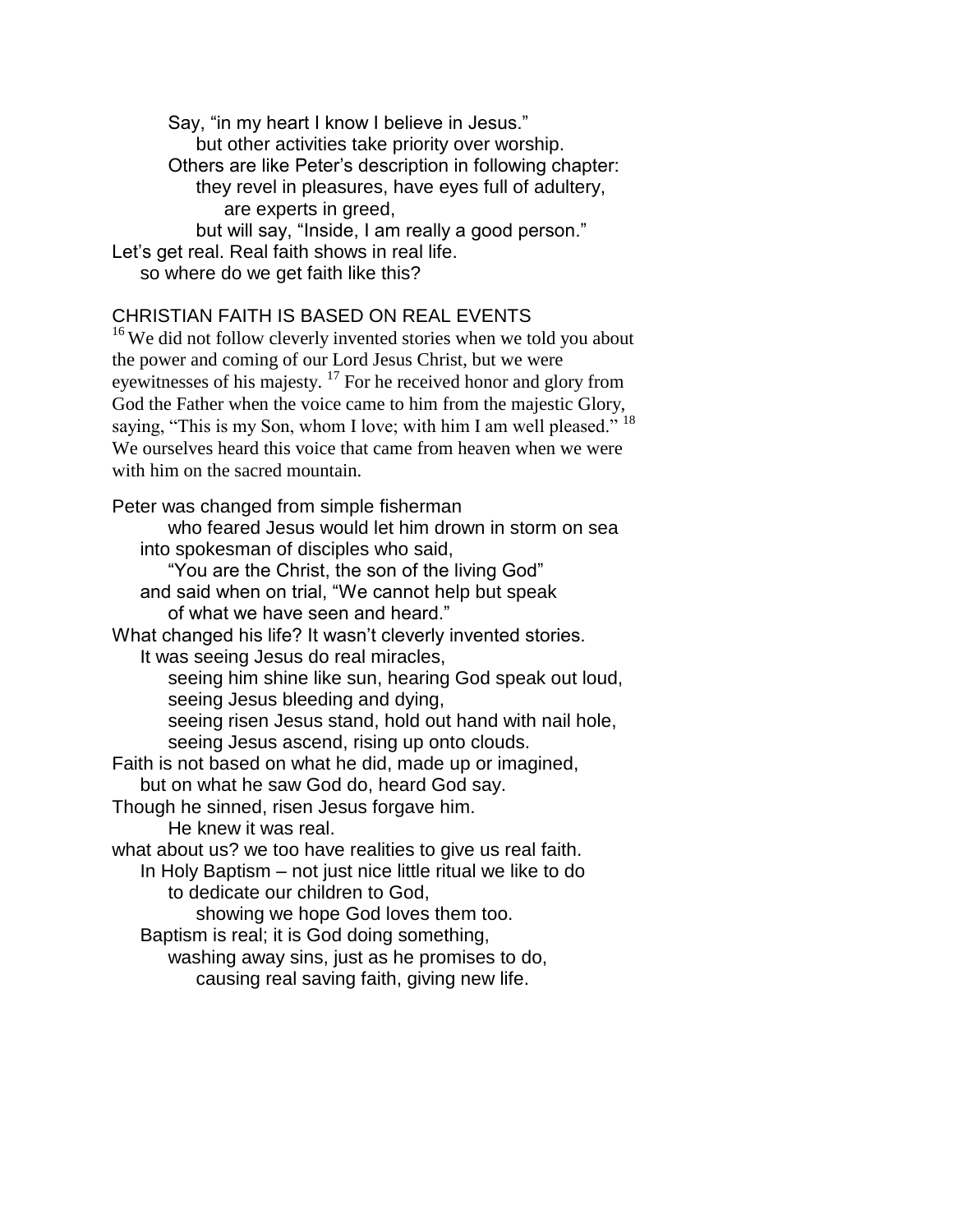Say, "in my heart I know I believe in Jesus."
but other activities take priority over worship.
Others are like Peter's description in following chapter:
they revel in pleasures, have eyes full of adultery,
are experts in greed,
but will say, "Inside, I am really a good person."
Let's get real. Real faith shows in real life.
so where do we get faith like this?

CHRISTIAN FAITH IS BASED ON REAL EVENTS

[16] We did not follow cleverly invented stories when we told you about the power and coming of our Lord Jesus Christ, but we were eyewitnesses of his majesty. [17] For he received honor and glory from God the Father when the voice came to him from the majestic Glory, saying, "This is my Son, whom I love; with him I am well pleased." [18] We ourselves heard this voice that came from heaven when we were with him on the sacred mountain.

Peter was changed from simple fisherman
who feared Jesus would let him drown in storm on sea
into spokesman of disciples who said,
"You are the Christ, the son of the living God"
and said when on trial, "We cannot help but speak
of what we have seen and heard."
What changed his life? It wasn't cleverly invented stories.
It was seeing Jesus do real miracles,
seeing him shine like sun, hearing God speak out loud,
seeing Jesus bleeding and dying,
seeing risen Jesus stand, hold out hand with nail hole,
seeing Jesus ascend, rising up onto clouds.
Faith is not based on what he did, made up or imagined,
but on what he saw God do, heard God say.
Though he sinned, risen Jesus forgave him.
He knew it was real.
what about us? we too have realities to give us real faith.
In Holy Baptism – not just nice little ritual we like to do
to dedicate our children to God,
showing we hope God loves them too.
Baptism is real; it is God doing something,
washing away sins, just as he promises to do,
causing real saving faith, giving new life.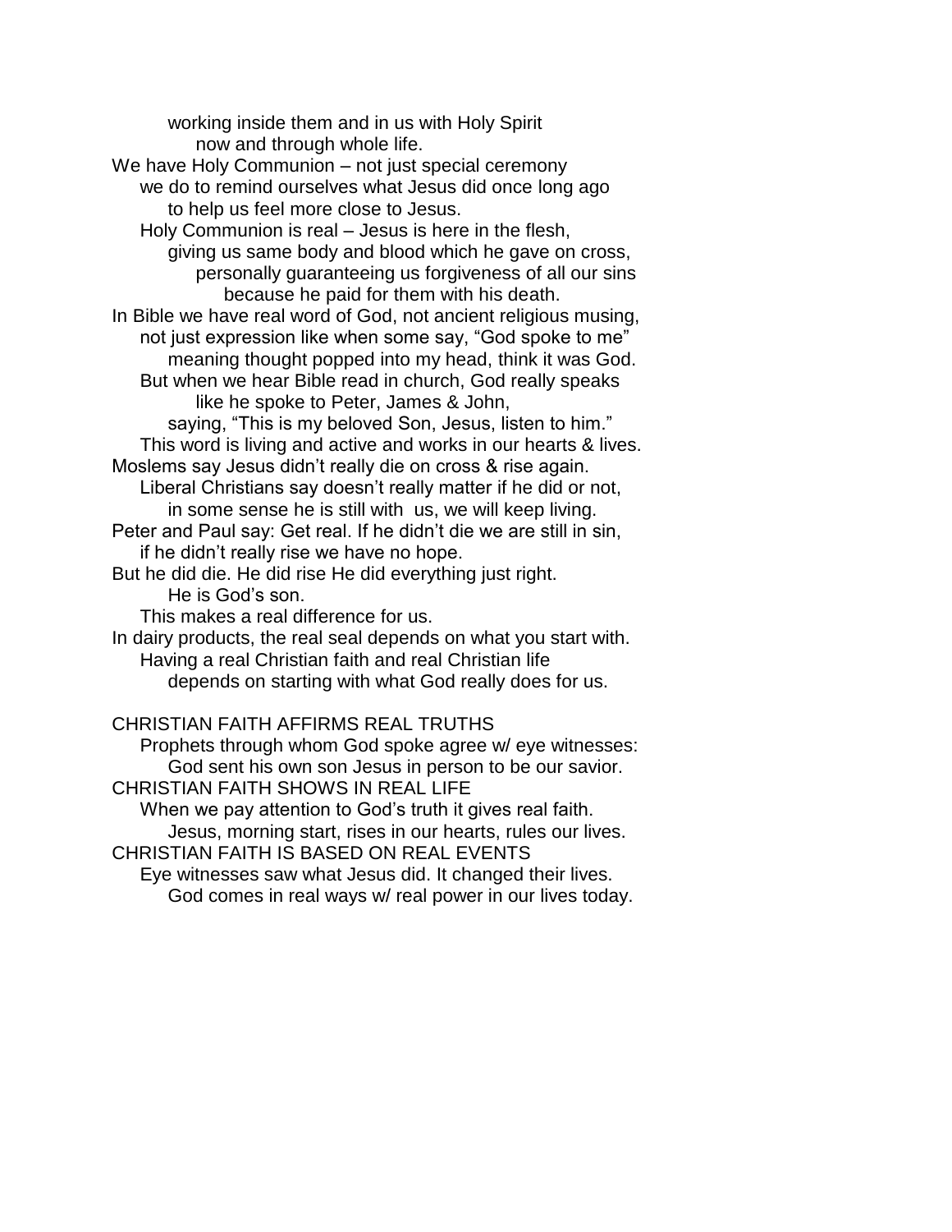working inside them and in us with Holy Spirit
now and through whole life.

We have Holy Communion – not just special ceremony
we do to remind ourselves what Jesus did once long ago
to help us feel more close to Jesus.
Holy Communion is real – Jesus is here in the flesh,
giving us same body and blood which he gave on cross,
personally guaranteeing us forgiveness of all our sins
because he paid for them with his death.

In Bible we have real word of God, not ancient religious musing,
not just expression like when some say, "God spoke to me"
meaning thought popped into my head, think it was God.
But when we hear Bible read in church, God really speaks
like he spoke to Peter, James & John,
saying, "This is my beloved Son, Jesus, listen to him."
This word is living and active and works in our hearts & lives.

Moslems say Jesus didn't really die on cross & rise again.
Liberal Christians say doesn't really matter if he did or not,
in some sense he is still with us, we will keep living.

Peter and Paul say: Get real. If he didn't die we are still in sin,
if he didn't really rise we have no hope.

But he did die. He did rise He did everything just right.
He is God's son.
This makes a real difference for us.

In dairy products, the real seal depends on what you start with.
Having a real Christian faith and real Christian life
depends on starting with what God really does for us.

CHRISTIAN FAITH AFFIRMS REAL TRUTHS
Prophets through whom God spoke agree w/ eye witnesses:
God sent his own son Jesus in person to be our savior.

CHRISTIAN FAITH SHOWS IN REAL LIFE
When we pay attention to God's truth it gives real faith.
Jesus, morning start, rises in our hearts, rules our lives.

CHRISTIAN FAITH IS BASED ON REAL EVENTS
Eye witnesses saw what Jesus did. It changed their lives.
God comes in real ways w/ real power in our lives today.